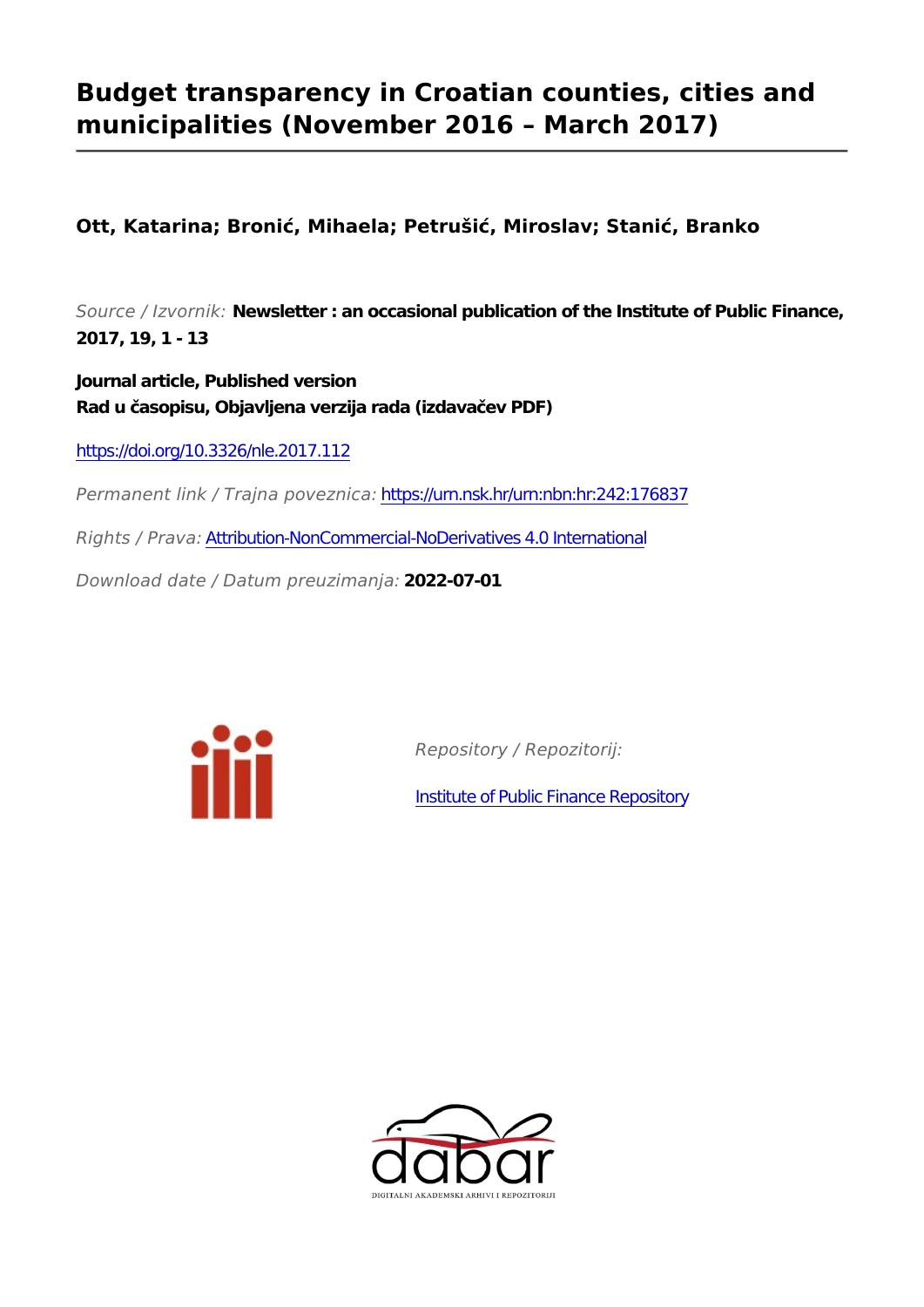# Budget transparency in Croatian counties, cities and municipalities (November 2016 – March 2017)

**Ott, Katarina; Bronić, Mihaela; Petrušić, Miroslav; Stanić, Branko**

*Source / Izvornik:* **Newsletter : an occasional publication of the Institute of Public Finance, 2017, 19, 1 - 13**

**Journal article, Published version**
**Rad u časopisu, Objavljena verzija rada (izdavačev PDF)**

https://doi.org/10.3326/nle.2017.112

*Permanent link / Trajna poveznica:* https://urn.nsk.hr/urn:nbn:hr:242:176837

*Rights / Prava:* Attribution-NonCommercial-NoDerivatives 4.0 International

*Download date / Datum preuzimanja:* **2022-07-01**

*Repository / Repozitorij:*

Institute of Public Finance Repository

DIGITALNI AKADEMSKI ARHIVI I REPOZITORIJI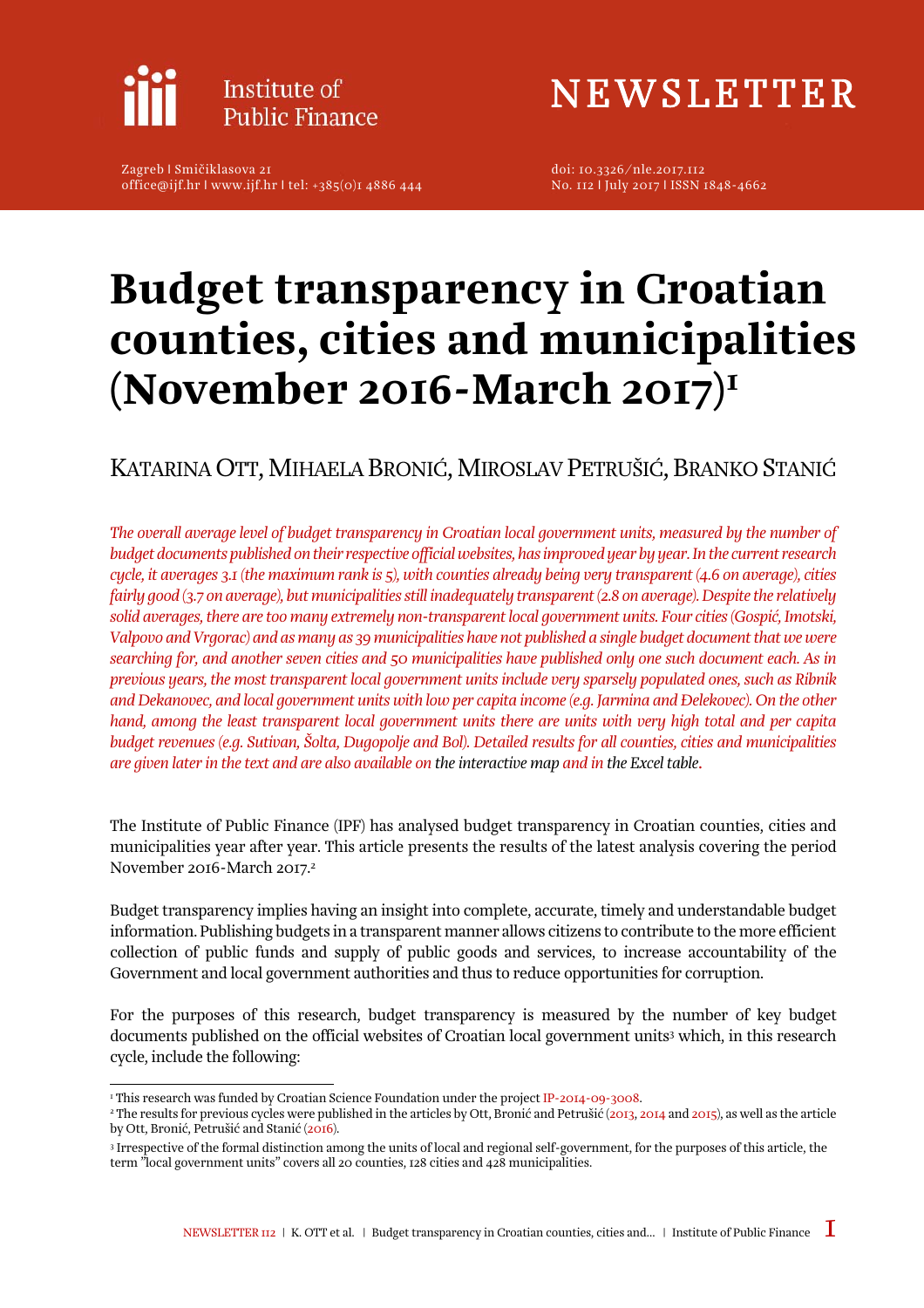Institute of Public Finance

# NEWSLETTER

Zagreb | Smičiklasova 21
office@ijf.hr | www.ijf.hr | tel: +385(0)1 4886 444

doi: 10.3326/nle.2017.112
No. 112 | July 2017 | ISSN 1848-4662

# Budget transparency in Croatian counties, cities and municipalities (November 2016-March 2017)[1]

KATARINA OTT, MIHAELA BRONIĆ, MIROSLAV PETRUŠIĆ, BRANKO STANIĆ

*The overall average level of budget transparency in Croatian local government units, measured by the number of budget documents published on their respective official websites, has improved year by year. In the current research cycle, it averages 3.1 (the maximum rank is 5), with counties already being very transparent (4.6 on average), cities fairly good (3.7 on average), but municipalities still inadequately transparent (2.8 on average). Despite the relatively solid averages, there are too many extremely non-transparent local government units. Four cities (Gospić, Imotski, Valpovo and Vrgorac) and as many as 39 municipalities have not published a single budget document that we were searching for, and another seven cities and 50 municipalities have published only one such document each. As in previous years, the most transparent local government units include very sparsely populated ones, such as Ribnik and Dekanovec, and local government units with low per capita income (e.g. Jarmina and Đelekovec). On the other hand, among the least transparent local government units there are units with very high total and per capita budget revenues (e.g. Sutivan, Šolta, Dugopolje and Bol). Detailed results for all counties, cities and municipalities are given later in the text and are also available on the interactive map and in the Excel table.*

The Institute of Public Finance (IPF) has analysed budget transparency in Croatian counties, cities and municipalities year after year. This article presents the results of the latest analysis covering the period November 2016-March 2017.[2]

Budget transparency implies having an insight into complete, accurate, timely and understandable budget information. Publishing budgets in a transparent manner allows citizens to contribute to the more efficient collection of public funds and supply of public goods and services, to increase accountability of the Government and local government authorities and thus to reduce opportunities for corruption.

For the purposes of this research, budget transparency is measured by the number of key budget documents published on the official websites of Croatian local government units[3] which, in this research cycle, include the following:

---

[1] This research was funded by Croatian Science Foundation under the project IP-2014-09-3008.

[2] The results for previous cycles were published in the articles by Ott, Bronić and Petrušić (2013, 2014 and 2015), as well as the article by Ott, Bronić, Petrušić and Stanić (2016).

[3] Irrespective of the formal distinction among the units of local and regional self-government, for the purposes of this article, the term "local government units" covers all 20 counties, 128 cities and 428 municipalities.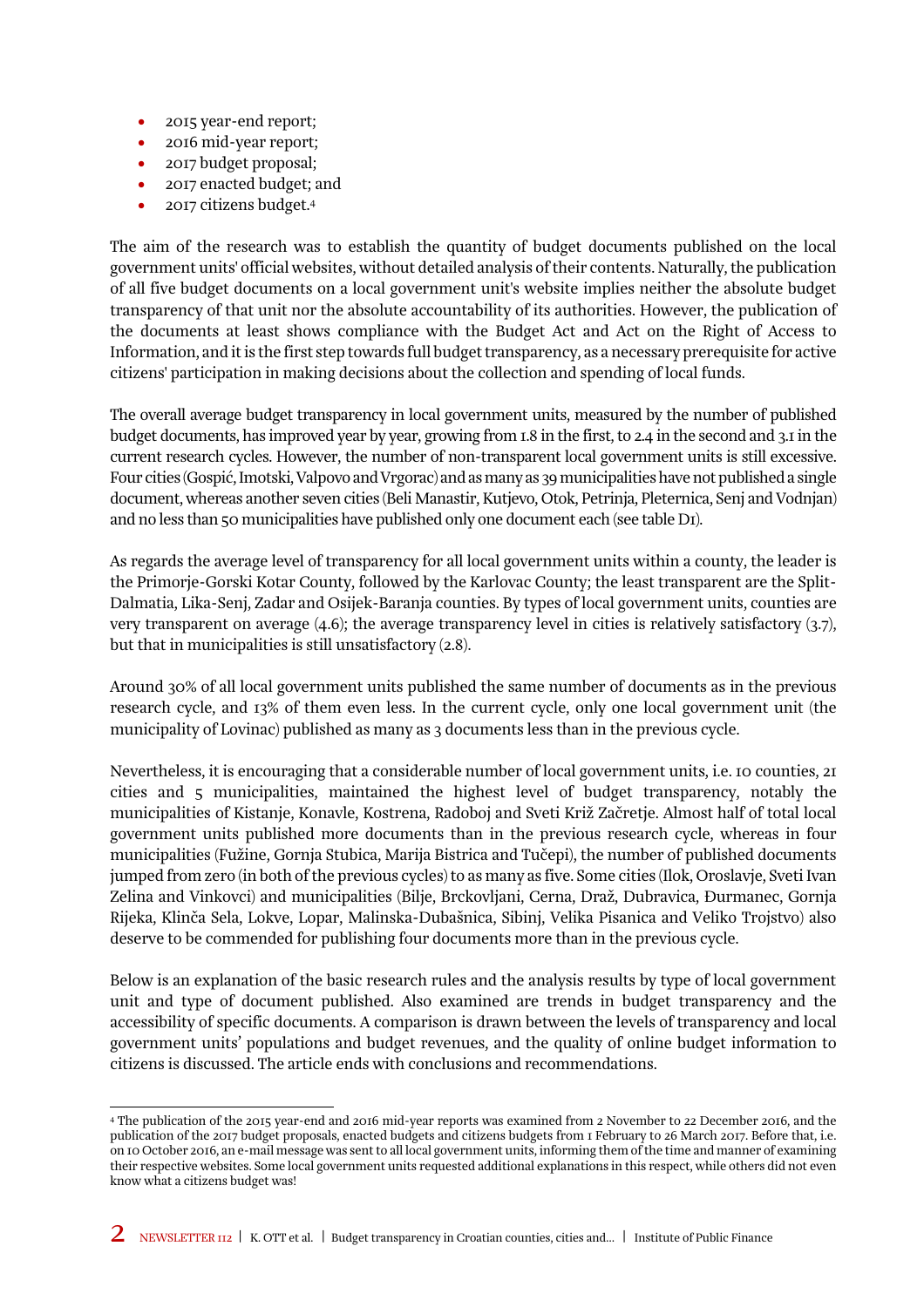- 2015 year-end report;
- 2016 mid-year report;
- 2017 budget proposal;
- 2017 enacted budget; and
- 2017 citizens budget.[4]

The aim of the research was to establish the quantity of budget documents published on the local government units' official websites, without detailed analysis of their contents. Naturally, the publication of all five budget documents on a local government unit's website implies neither the absolute budget transparency of that unit nor the absolute accountability of its authorities. However, the publication of the documents at least shows compliance with the Budget Act and Act on the Right of Access to Information, and it is the first step towards full budget transparency, as a necessary prerequisite for active citizens' participation in making decisions about the collection and spending of local funds.

The overall average budget transparency in local government units, measured by the number of published budget documents, has improved year by year, growing from 1.8 in the first, to 2.4 in the second and 3.1 in the current research cycles. However, the number of non-transparent local government units is still excessive. Four cities (Gospić, Imotski, Valpovo and Vrgorac) and as many as 39 municipalities have not published a single document, whereas another seven cities (Beli Manastir, Kutjevo, Otok, Petrinja, Pleternica, Senj and Vodnjan) and no less than 50 municipalities have published only one document each (see table D1).

As regards the average level of transparency for all local government units within a county, the leader is the Primorje-Gorski Kotar County, followed by the Karlovac County; the least transparent are the Split-Dalmatia, Lika-Senj, Zadar and Osijek-Baranja counties. By types of local government units, counties are very transparent on average (4.6); the average transparency level in cities is relatively satisfactory (3.7), but that in municipalities is still unsatisfactory (2.8).

Around 30% of all local government units published the same number of documents as in the previous research cycle, and 13% of them even less. In the current cycle, only one local government unit (the municipality of Lovinac) published as many as 3 documents less than in the previous cycle.

Nevertheless, it is encouraging that a considerable number of local government units, i.e. 10 counties, 21 cities and 5 municipalities, maintained the highest level of budget transparency, notably the municipalities of Kistanje, Konavle, Kostrena, Radoboj and Sveti Križ Začretje. Almost half of total local government units published more documents than in the previous research cycle, whereas in four municipalities (Fužine, Gornja Stubica, Marija Bistrica and Tučepi), the number of published documents jumped from zero (in both of the previous cycles) to as many as five. Some cities (Ilok, Oroslavje, Sveti Ivan Zelina and Vinkovci) and municipalities (Bilje, Brckovljani, Cerna, Draž, Dubravica, Đurmanec, Gornja Rijeka, Klinča Sela, Lokve, Lopar, Malinska-Dubašnica, Sibinj, Velika Pisanica and Veliko Trojstvo) also deserve to be commended for publishing four documents more than in the previous cycle.

Below is an explanation of the basic research rules and the analysis results by type of local government unit and type of document published. Also examined are trends in budget transparency and the accessibility of specific documents. A comparison is drawn between the levels of transparency and local government units' populations and budget revenues, and the quality of online budget information to citizens is discussed. The article ends with conclusions and recommendations.

---

[4] The publication of the 2015 year-end and 2016 mid-year reports was examined from 2 November to 22 December 2016, and the publication of the 2017 budget proposals, enacted budgets and citizens budgets from 1 February to 26 March 2017. Before that, i.e. on 10 October 2016, an e-mail message was sent to all local government units, informing them of the time and manner of examining their respective websites. Some local government units requested additional explanations in this respect, while others did not even know what a citizens budget was!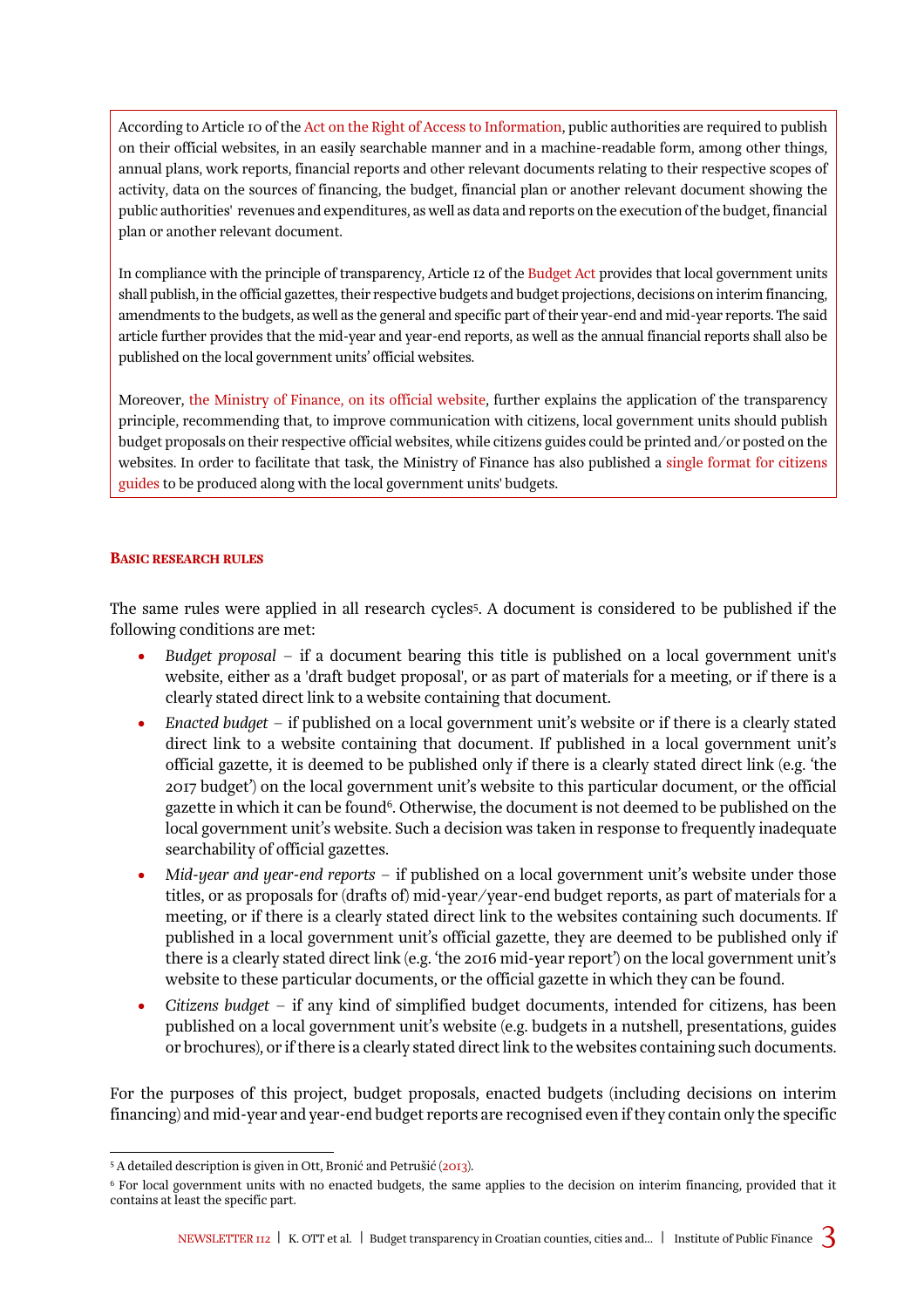According to Article 10 of the Act on the Right of Access to Information, public authorities are required to publish on their official websites, in an easily searchable manner and in a machine-readable form, among other things, annual plans, work reports, financial reports and other relevant documents relating to their respective scopes of activity, data on the sources of financing, the budget, financial plan or another relevant document showing the public authorities' revenues and expenditures, as well as data and reports on the execution of the budget, financial plan or another relevant document.

In compliance with the principle of transparency, Article 12 of the Budget Act provides that local government units shall publish, in the official gazettes, their respective budgets and budget projections, decisions on interim financing, amendments to the budgets, as well as the general and specific part of their year-end and mid-year reports. The said article further provides that the mid-year and year-end reports, as well as the annual financial reports shall also be published on the local government units' official websites.

Moreover, the Ministry of Finance, on its official website, further explains the application of the transparency principle, recommending that, to improve communication with citizens, local government units should publish budget proposals on their respective official websites, while citizens guides could be printed and/or posted on the websites. In order to facilitate that task, the Ministry of Finance has also published a single format for citizens guides to be produced along with the local government units' budgets.

## Basic research rules

The same rules were applied in all research cycles[5]. A document is considered to be published if the following conditions are met:

- *Budget proposal* – if a document bearing this title is published on a local government unit's website, either as a 'draft budget proposal', or as part of materials for a meeting, or if there is a clearly stated direct link to a website containing that document.
- *Enacted budget* – if published on a local government unit's website or if there is a clearly stated direct link to a website containing that document. If published in a local government unit's official gazette, it is deemed to be published only if there is a clearly stated direct link (e.g. 'the 2017 budget') on the local government unit's website to this particular document, or the official gazette in which it can be found[6]. Otherwise, the document is not deemed to be published on the local government unit's website. Such a decision was taken in response to frequently inadequate searchability of official gazettes.
- *Mid-year and year-end reports* – if published on a local government unit's website under those titles, or as proposals for (drafts of) mid-year/year-end budget reports, as part of materials for a meeting, or if there is a clearly stated direct link to the websites containing such documents. If published in a local government unit's official gazette, they are deemed to be published only if there is a clearly stated direct link (e.g. 'the 2016 mid-year report') on the local government unit's website to these particular documents, or the official gazette in which they can be found.
- *Citizens budget* – if any kind of simplified budget documents, intended for citizens, has been published on a local government unit's website (e.g. budgets in a nutshell, presentations, guides or brochures), or if there is a clearly stated direct link to the websites containing such documents.

For the purposes of this project, budget proposals, enacted budgets (including decisions on interim financing) and mid-year and year-end budget reports are recognised even if they contain only the specific

[5] A detailed description is given in Ott, Bronić and Petrušić (2013).

[6] For local government units with no enacted budgets, the same applies to the decision on interim financing, provided that it contains at least the specific part.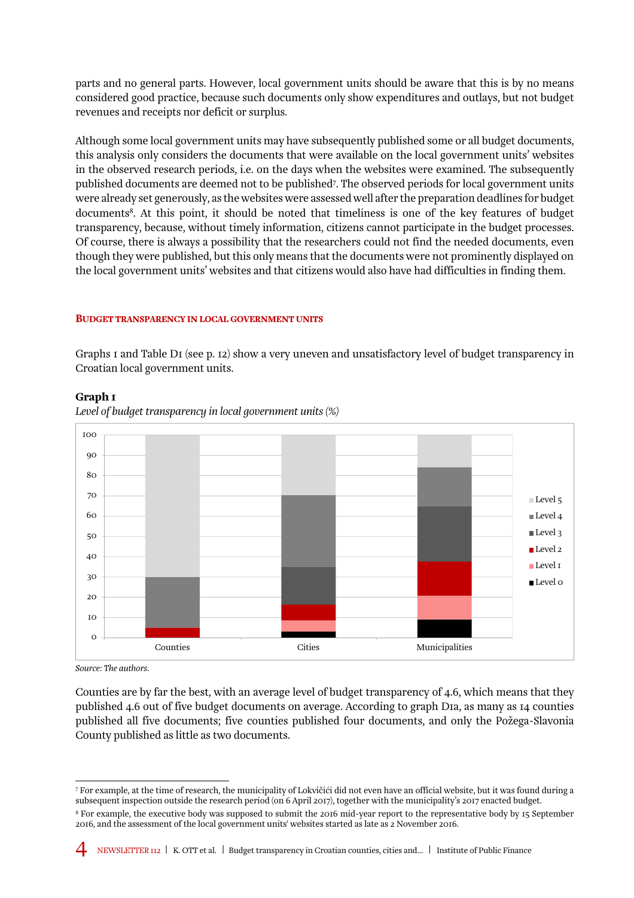parts and no general parts. However, local government units should be aware that this is by no means considered good practice, because such documents only show expenditures and outlays, but not budget revenues and receipts nor deficit or surplus.

Although some local government units may have subsequently published some or all budget documents, this analysis only considers the documents that were available on the local government units' websites in the observed research periods, i.e. on the days when the websites were examined. The subsequently published documents are deemed not to be published[7]. The observed periods for local government units were already set generously, as the websites were assessed well after the preparation deadlines for budget documents[8]. At this point, it should be noted that timeliness is one of the key features of budget transparency, because, without timely information, citizens cannot participate in the budget processes. Of course, there is always a possibility that the researchers could not find the needed documents, even though they were published, but this only means that the documents were not prominently displayed on the local government units' websites and that citizens would also have had difficulties in finding them.

## Budget transparency in local government units

Graphs 1 and Table D1 (see p. 12) show a very uneven and unsatisfactory level of budget transparency in Croatian local government units.

**Graph 1**

*Level of budget transparency in local government units (%)*

*Source: The authors.*

Counties are by far the best, with an average level of budget transparency of 4.6, which means that they published 4.6 out of five budget documents on average. According to graph D1a, as many as 14 counties published all five documents; five counties published four documents, and only the Požega-Slavonia County published as little as two documents.

[7] For example, at the time of research, the municipality of Lokvičići did not even have an official website, but it was found during a subsequent inspection outside the research period (on 6 April 2017), together with the municipality's 2017 enacted budget.

[8] For example, the executive body was supposed to submit the 2016 mid-year report to the representative body by 15 September 2016, and the assessment of the local government units' websites started as late as 2 November 2016.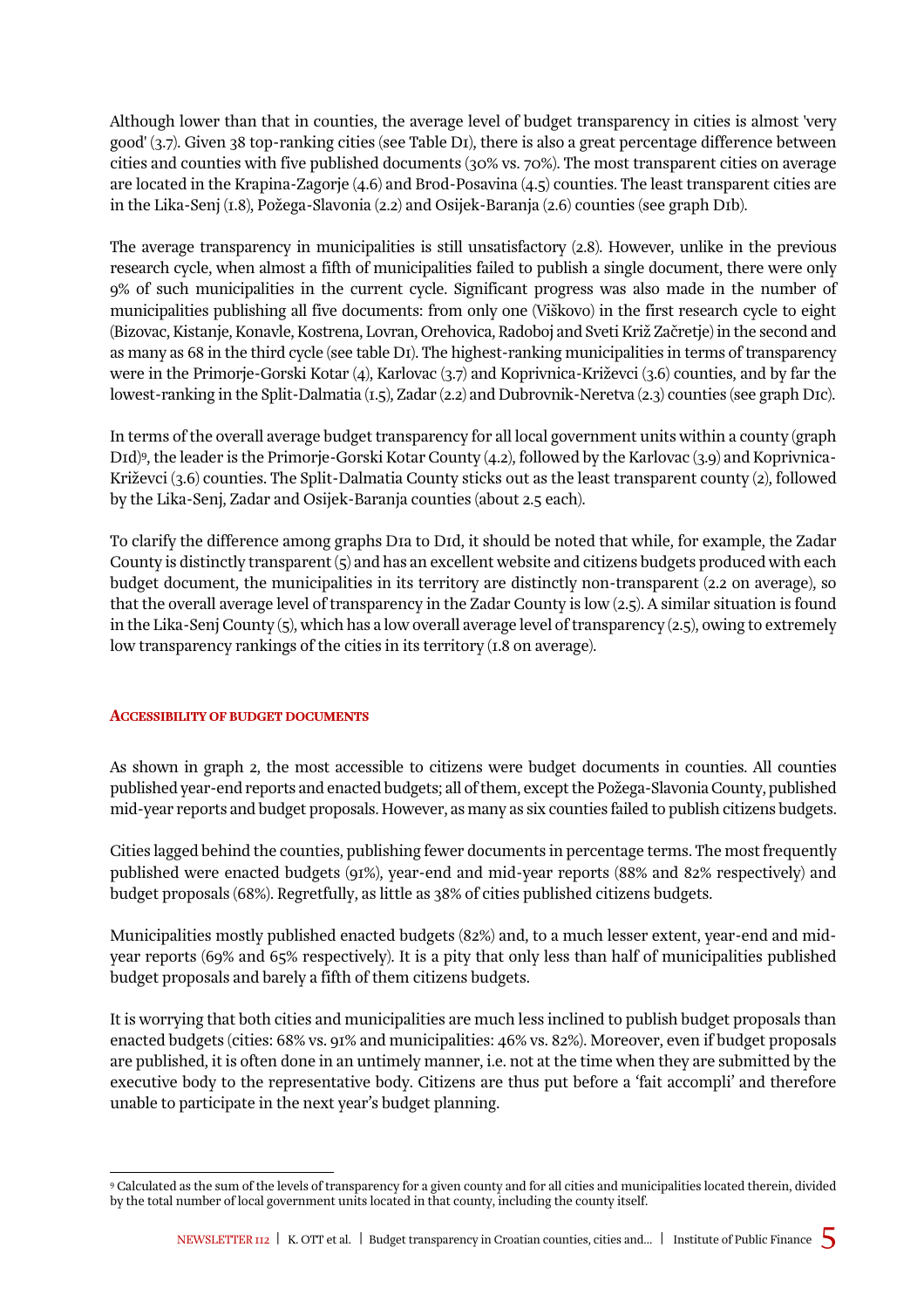Although lower than that in counties, the average level of budget transparency in cities is almost 'very good' (3.7). Given 38 top-ranking cities (see Table D1), there is also a great percentage difference between cities and counties with five published documents (30% vs. 70%). The most transparent cities on average are located in the Krapina-Zagorje (4.6) and Brod-Posavina (4.5) counties. The least transparent cities are in the Lika-Senj (1.8), Požega-Slavonia (2.2) and Osijek-Baranja (2.6) counties (see graph D1b).

The average transparency in municipalities is still unsatisfactory (2.8). However, unlike in the previous research cycle, when almost a fifth of municipalities failed to publish a single document, there were only 9% of such municipalities in the current cycle. Significant progress was also made in the number of municipalities publishing all five documents: from only one (Viškovo) in the first research cycle to eight (Bizovac, Kistanje, Konavle, Kostrena, Lovran, Orehovica, Radoboj and Sveti Križ Začretje) in the second and as many as 68 in the third cycle (see table D1). The highest-ranking municipalities in terms of transparency were in the Primorje-Gorski Kotar (4), Karlovac (3.7) and Koprivnica-Križevci (3.6) counties, and by far the lowest-ranking in the Split-Dalmatia (1.5), Zadar (2.2) and Dubrovnik-Neretva (2.3) counties (see graph D1c).

In terms of the overall average budget transparency for all local government units within a county (graph D1d)[9], the leader is the Primorje-Gorski Kotar County (4.2), followed by the Karlovac (3.9) and Koprivnica-Križevci (3.6) counties. The Split-Dalmatia County sticks out as the least transparent county (2), followed by the Lika-Senj, Zadar and Osijek-Baranja counties (about 2.5 each).

To clarify the difference among graphs D1a to D1d, it should be noted that while, for example, the Zadar County is distinctly transparent (5) and has an excellent website and citizens budgets produced with each budget document, the municipalities in its territory are distinctly non-transparent (2.2 on average), so that the overall average level of transparency in the Zadar County is low (2.5). A similar situation is found in the Lika-Senj County (5), which has a low overall average level of transparency (2.5), owing to extremely low transparency rankings of the cities in its territory (1.8 on average).

### Accessibility of budget documents

As shown in graph 2, the most accessible to citizens were budget documents in counties. All counties published year-end reports and enacted budgets; all of them, except the Požega-Slavonia County, published mid-year reports and budget proposals. However, as many as six counties failed to publish citizens budgets.

Cities lagged behind the counties, publishing fewer documents in percentage terms. The most frequently published were enacted budgets (91%), year-end and mid-year reports (88% and 82% respectively) and budget proposals (68%). Regretfully, as little as 38% of cities published citizens budgets.

Municipalities mostly published enacted budgets (82%) and, to a much lesser extent, year-end and mid-year reports (69% and 65% respectively). It is a pity that only less than half of municipalities published budget proposals and barely a fifth of them citizens budgets.

It is worrying that both cities and municipalities are much less inclined to publish budget proposals than enacted budgets (cities: 68% vs. 91% and municipalities: 46% vs. 82%). Moreover, even if budget proposals are published, it is often done in an untimely manner, i.e. not at the time when they are submitted by the executive body to the representative body. Citizens are thus put before a 'fait accompli' and therefore unable to participate in the next year's budget planning.

[9] Calculated as the sum of the levels of transparency for a given county and for all cities and municipalities located therein, divided by the total number of local government units located in that county, including the county itself.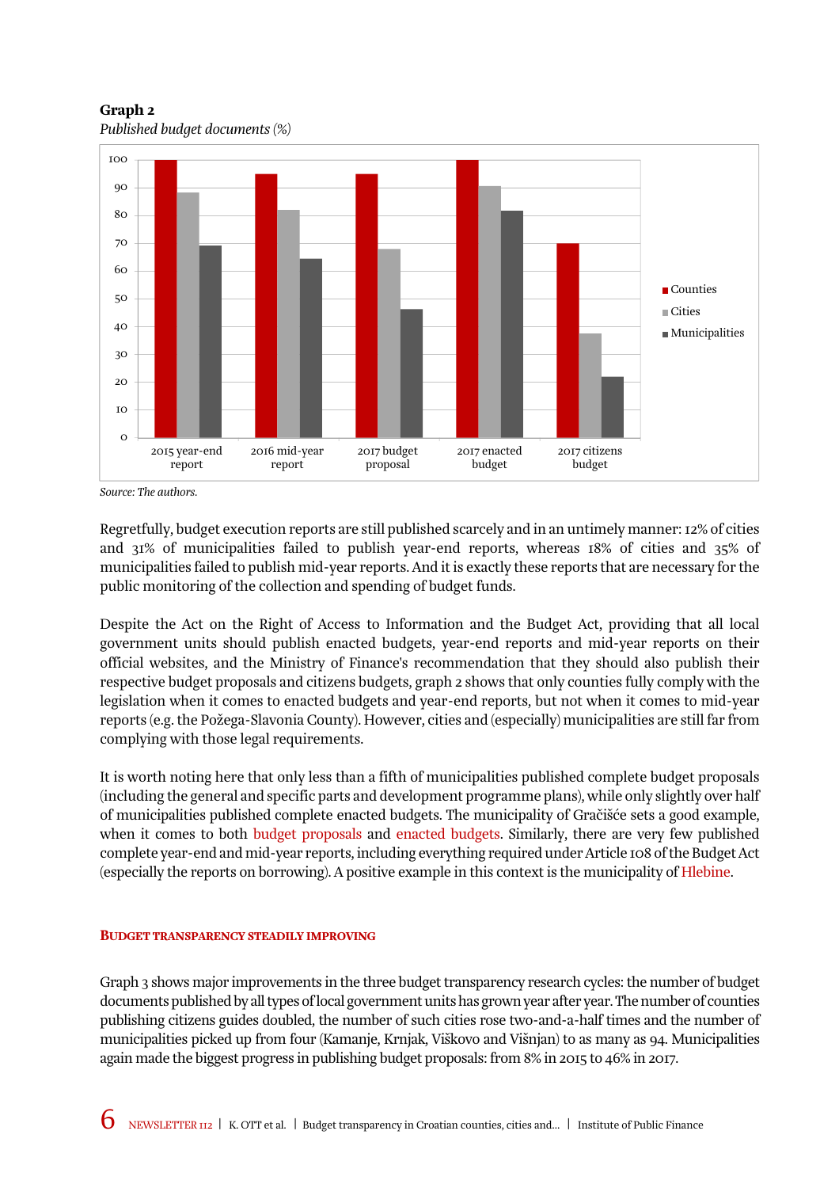**Graph 2**

*Published budget documents (%)*

*Source: The authors.*

Regretfully, budget execution reports are still published scarcely and in an untimely manner: 12% of cities and 31% of municipalities failed to publish year-end reports, whereas 18% of cities and 35% of municipalities failed to publish mid-year reports. And it is exactly these reports that are necessary for the public monitoring of the collection and spending of budget funds.

Despite the Act on the Right of Access to Information and the Budget Act, providing that all local government units should publish enacted budgets, year-end reports and mid-year reports on their official websites, and the Ministry of Finance's recommendation that they should also publish their respective budget proposals and citizens budgets, graph 2 shows that only counties fully comply with the legislation when it comes to enacted budgets and year-end reports, but not when it comes to mid-year reports (e.g. the Požega-Slavonia County). However, cities and (especially) municipalities are still far from complying with those legal requirements.

It is worth noting here that only less than a fifth of municipalities published complete budget proposals (including the general and specific parts and development programme plans), while only slightly over half of municipalities published complete enacted budgets. The municipality of Gračišće sets a good example, when it comes to both budget proposals and enacted budgets. Similarly, there are very few published complete year-end and mid-year reports, including everything required under Article 108 of the Budget Act (especially the reports on borrowing). A positive example in this context is the municipality of Hlebine.

## Budget transparency steadily improving

Graph 3 shows major improvements in the three budget transparency research cycles: the number of budget documents published by all types of local government units has grown year after year. The number of counties publishing citizens guides doubled, the number of such cities rose two-and-a-half times and the number of municipalities picked up from four (Kamanje, Krnjak, Viškovo and Višnjan) to as many as 94. Municipalities again made the biggest progress in publishing budget proposals: from 8% in 2015 to 46% in 2017.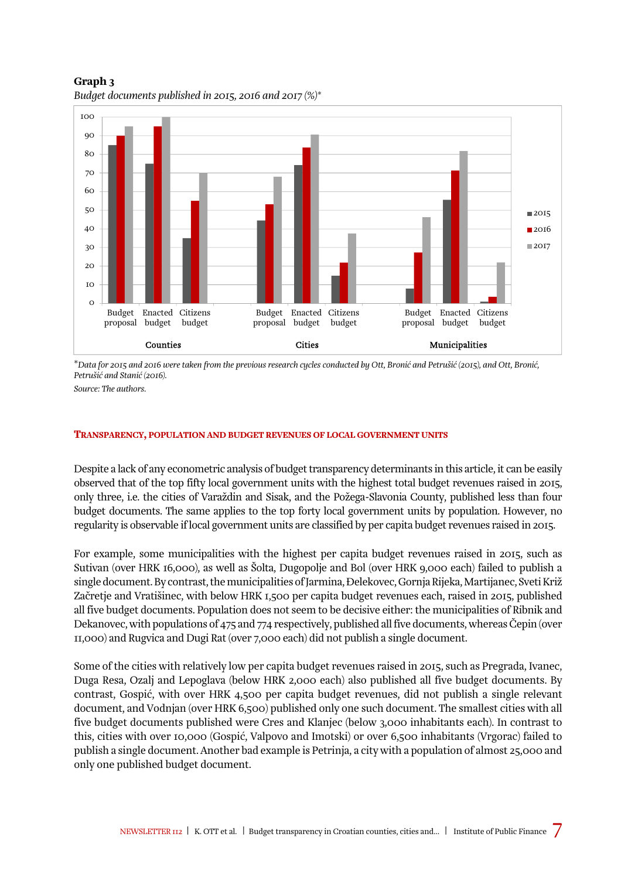**Graph 3**

*Budget documents published in 2015, 2016 and 2017 (%)**

*Data for 2015 and 2016 were taken from the previous research cycles conducted by Ott, Bronić and Petrušić (2015), and Ott, Bronić, Petrušić and Stanić (2016).*

*Source: The authors.*

## Transparency, population and budget revenues of local government units

Despite a lack of any econometric analysis of budget transparency determinants in this article, it can be easily observed that of the top fifty local government units with the highest total budget revenues raised in 2015, only three, i.e. the cities of Varaždin and Sisak, and the Požega-Slavonia County, published less than four budget documents. The same applies to the top forty local government units by population. However, no regularity is observable if local government units are classified by per capita budget revenues raised in 2015.

For example, some municipalities with the highest per capita budget revenues raised in 2015, such as Sutivan (over HRK 16,000), as well as Šolta, Dugopolje and Bol (over HRK 9,000 each) failed to publish a single document. By contrast, the municipalities of Jarmina, Đelekovec, Gornja Rijeka, Martijanec, Sveti Križ Začretje and Vratišinec, with below HRK 1,500 per capita budget revenues each, raised in 2015, published all five budget documents. Population does not seem to be decisive either: the municipalities of Ribnik and Dekanovec, with populations of 475 and 774 respectively, published all five documents, whereas Čepin (over 11,000) and Rugvica and Dugi Rat (over 7,000 each) did not publish a single document.

Some of the cities with relatively low per capita budget revenues raised in 2015, such as Pregrada, Ivanec, Duga Resa, Ozalj and Lepoglava (below HRK 2,000 each) also published all five budget documents. By contrast, Gospić, with over HRK 4,500 per capita budget revenues, did not publish a single relevant document, and Vodnjan (over HRK 6,500) published only one such document. The smallest cities with all five budget documents published were Cres and Klanjec (below 3,000 inhabitants each). In contrast to this, cities with over 10,000 (Gospić, Valpovo and Imotski) or over 6,500 inhabitants (Vrgorac) failed to publish a single document. Another bad example is Petrinja, a city with a population of almost 25,000 and only one published budget document.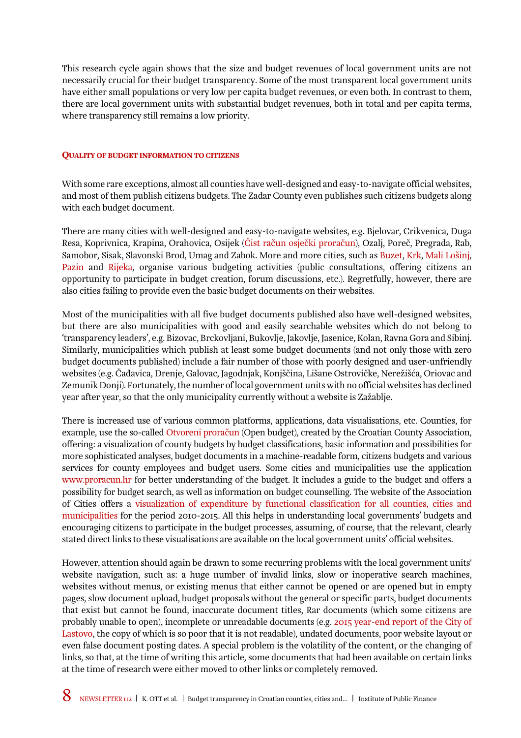This research cycle again shows that the size and budget revenues of local government units are not necessarily crucial for their budget transparency. Some of the most transparent local government units have either small populations or very low per capita budget revenues, or even both. In contrast to them, there are local government units with substantial budget revenues, both in total and per capita terms, where transparency still remains a low priority.

### QUALITY OF BUDGET INFORMATION TO CITIZENS

With some rare exceptions, almost all counties have well-designed and easy-to-navigate official websites, and most of them publish citizens budgets. The Zadar County even publishes such citizens budgets along with each budget document.

There are many cities with well-designed and easy-to-navigate websites, e.g. Bjelovar, Crikvenica, Duga Resa, Koprivnica, Krapina, Orahovica, Osijek (Čist račun osječki proračun), Ozalj, Poreč, Pregrada, Rab, Samobor, Sisak, Slavonski Brod, Umag and Zabok. More and more cities, such as Buzet, Krk, Mali Lošinj, Pazin and Rijeka, organise various budgeting activities (public consultations, offering citizens an opportunity to participate in budget creation, forum discussions, etc.). Regretfully, however, there are also cities failing to provide even the basic budget documents on their websites.

Most of the municipalities with all five budget documents published also have well-designed websites, but there are also municipalities with good and easily searchable websites which do not belong to 'transparency leaders', e.g. Bizovac, Brckovljani, Bukovlje, Jakovlje, Jasenice, Kolan, Ravna Gora and Sibinj. Similarly, municipalities which publish at least some budget documents (and not only those with zero budget documents published) include a fair number of those with poorly designed and user-unfriendly websites (e.g. Čađavica, Drenje, Galovac, Jagodnjak, Konjščina, Lišane Ostrovičke, Nerežišća, Oriovac and Zemunik Donji). Fortunately, the number of local government units with no official websites has declined year after year, so that the only municipality currently without a website is Zažablje.

There is increased use of various common platforms, applications, data visualisations, etc. Counties, for example, use the so-called Otvoreni proračun (Open budget), created by the Croatian County Association, offering: a visualization of county budgets by budget classifications, basic information and possibilities for more sophisticated analyses, budget documents in a machine-readable form, citizens budgets and various services for county employees and budget users. Some cities and municipalities use the application www.proracun.hr for better understanding of the budget. It includes a guide to the budget and offers a possibility for budget search, as well as information on budget counselling. The website of the Association of Cities offers a visualization of expenditure by functional classification for all counties, cities and municipalities for the period 2010-2015. All this helps in understanding local governments' budgets and encouraging citizens to participate in the budget processes, assuming, of course, that the relevant, clearly stated direct links to these visualisations are available on the local government units' official websites.

However, attention should again be drawn to some recurring problems with the local government units' website navigation, such as: a huge number of invalid links, slow or inoperative search machines, websites without menus, or existing menus that either cannot be opened or are opened but in empty pages, slow document upload, budget proposals without the general or specific parts, budget documents that exist but cannot be found, inaccurate document titles, Rar documents (which some citizens are probably unable to open), incomplete or unreadable documents (e.g. 2015 year-end report of the City of Lastovo, the copy of which is so poor that it is not readable), undated documents, poor website layout or even false document posting dates. A special problem is the volatility of the content, or the changing of links, so that, at the time of writing this article, some documents that had been available on certain links at the time of research were either moved to other links or completely removed.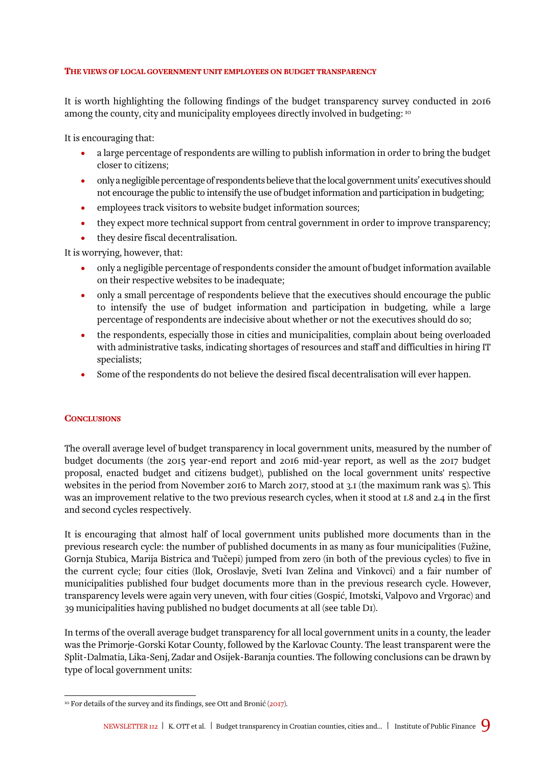### The views of local government unit employees on budget transparency

It is worth highlighting the following findings of the budget transparency survey conducted in 2016 among the county, city and municipality employees directly involved in budgeting: [10]

It is encouraging that:

- a large percentage of respondents are willing to publish information in order to bring the budget closer to citizens;
- only a negligible percentage of respondents believe that the local government units' executives should not encourage the public to intensify the use of budget information and participation in budgeting;
- employees track visitors to website budget information sources;
- they expect more technical support from central government in order to improve transparency;
- they desire fiscal decentralisation.

It is worrying, however, that:

- only a negligible percentage of respondents consider the amount of budget information available on their respective websites to be inadequate;
- only a small percentage of respondents believe that the executives should encourage the public to intensify the use of budget information and participation in budgeting, while a large percentage of respondents are indecisive about whether or not the executives should do so;
- the respondents, especially those in cities and municipalities, complain about being overloaded with administrative tasks, indicating shortages of resources and staff and difficulties in hiring IT specialists;
- Some of the respondents do not believe the desired fiscal decentralisation will ever happen.

### Conclusions

The overall average level of budget transparency in local government units, measured by the number of budget documents (the 2015 year-end report and 2016 mid-year report, as well as the 2017 budget proposal, enacted budget and citizens budget), published on the local government units' respective websites in the period from November 2016 to March 2017, stood at 3.1 (the maximum rank was 5). This was an improvement relative to the two previous research cycles, when it stood at 1.8 and 2.4 in the first and second cycles respectively.

It is encouraging that almost half of local government units published more documents than in the previous research cycle: the number of published documents in as many as four municipalities (Fužine, Gornja Stubica, Marija Bistrica and Tučepi) jumped from zero (in both of the previous cycles) to five in the current cycle; four cities (Ilok, Oroslavje, Sveti Ivan Zelina and Vinkovci) and a fair number of municipalities published four budget documents more than in the previous research cycle. However, transparency levels were again very uneven, with four cities (Gospić, Imotski, Valpovo and Vrgorac) and 39 municipalities having published no budget documents at all (see table D1).

In terms of the overall average budget transparency for all local government units in a county, the leader was the Primorje-Gorski Kotar County, followed by the Karlovac County. The least transparent were the Split-Dalmatia, Lika-Senj, Zadar and Osijek-Baranja counties. The following conclusions can be drawn by type of local government units:

---

[10] For details of the survey and its findings, see Ott and Bronić (2017).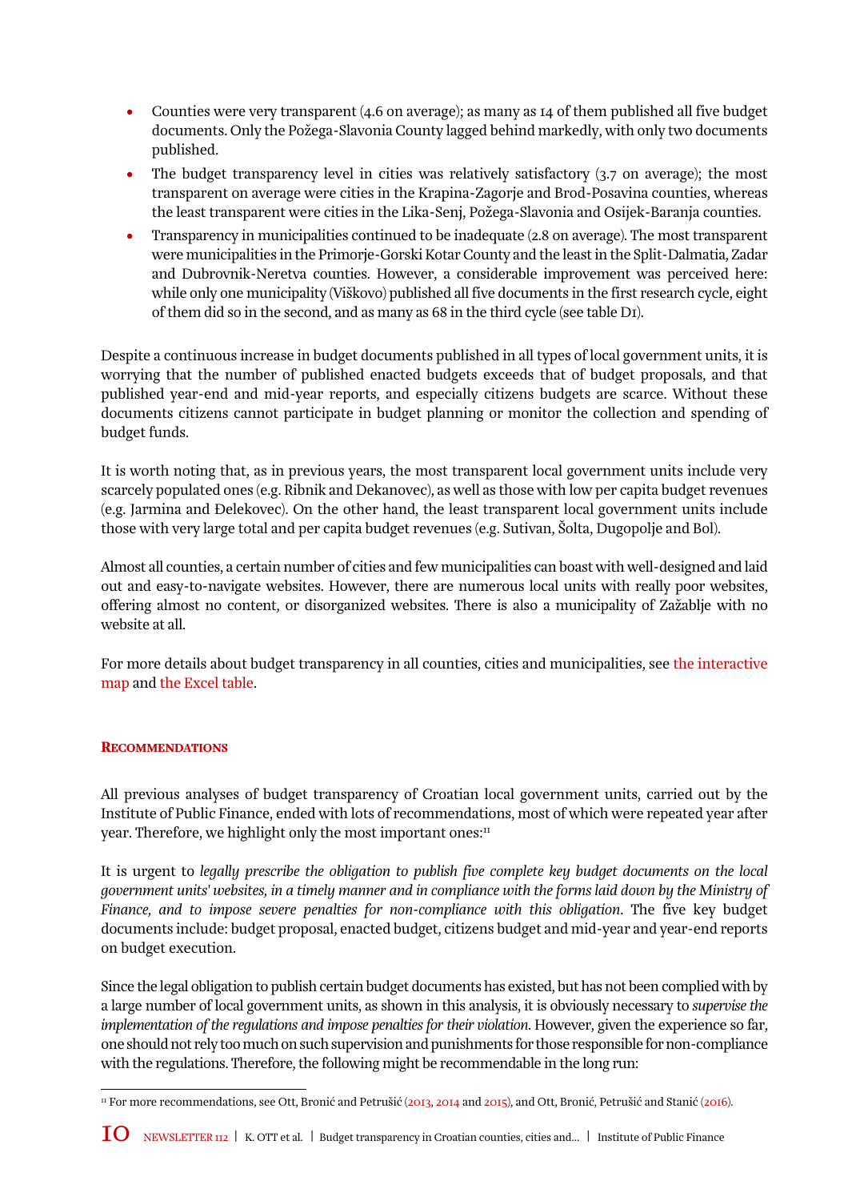- Counties were very transparent (4.6 on average); as many as 14 of them published all five budget documents. Only the Požega-Slavonia County lagged behind markedly, with only two documents published.
- The budget transparency level in cities was relatively satisfactory (3.7 on average); the most transparent on average were cities in the Krapina-Zagorje and Brod-Posavina counties, whereas the least transparent were cities in the Lika-Senj, Požega-Slavonia and Osijek-Baranja counties.
- Transparency in municipalities continued to be inadequate (2.8 on average). The most transparent were municipalities in the Primorje-Gorski Kotar County and the least in the Split-Dalmatia, Zadar and Dubrovnik-Neretva counties. However, a considerable improvement was perceived here: while only one municipality (Viškovo) published all five documents in the first research cycle, eight of them did so in the second, and as many as 68 in the third cycle (see table D1).

Despite a continuous increase in budget documents published in all types of local government units, it is worrying that the number of published enacted budgets exceeds that of budget proposals, and that published year-end and mid-year reports, and especially citizens budgets are scarce. Without these documents citizens cannot participate in budget planning or monitor the collection and spending of budget funds.

It is worth noting that, as in previous years, the most transparent local government units include very scarcely populated ones (e.g. Ribnik and Dekanovec), as well as those with low per capita budget revenues (e.g. Jarmina and Đelekovec). On the other hand, the least transparent local government units include those with very large total and per capita budget revenues (e.g. Sutivan, Šolta, Dugopolje and Bol).

Almost all counties, a certain number of cities and few municipalities can boast with well-designed and laid out and easy-to-navigate websites. However, there are numerous local units with really poor websites, offering almost no content, or disorganized websites. There is also a municipality of Zažablje with no website at all.

For more details about budget transparency in all counties, cities and municipalities, see the interactive map and the Excel table.

## Recommendations

All previous analyses of budget transparency of Croatian local government units, carried out by the Institute of Public Finance, ended with lots of recommendations, most of which were repeated year after year. Therefore, we highlight only the most important ones:[11]

It is urgent to *legally prescribe the obligation to publish five complete key budget documents on the local government units' websites, in a timely manner and in compliance with the forms laid down by the Ministry of Finance, and to impose severe penalties for non-compliance with this obligation*. The five key budget documents include: budget proposal, enacted budget, citizens budget and mid-year and year-end reports on budget execution.

Since the legal obligation to publish certain budget documents has existed, but has not been complied with by a large number of local government units, as shown in this analysis, it is obviously necessary to *supervise the implementation of the regulations and impose penalties for their violation*. However, given the experience so far, one should not rely too much on such supervision and punishments for those responsible for non-compliance with the regulations. Therefore, the following might be recommendable in the long run:

[11] For more recommendations, see Ott, Bronić and Petrušić (2013, 2014 and 2015), and Ott, Bronić, Petrušić and Stanić (2016).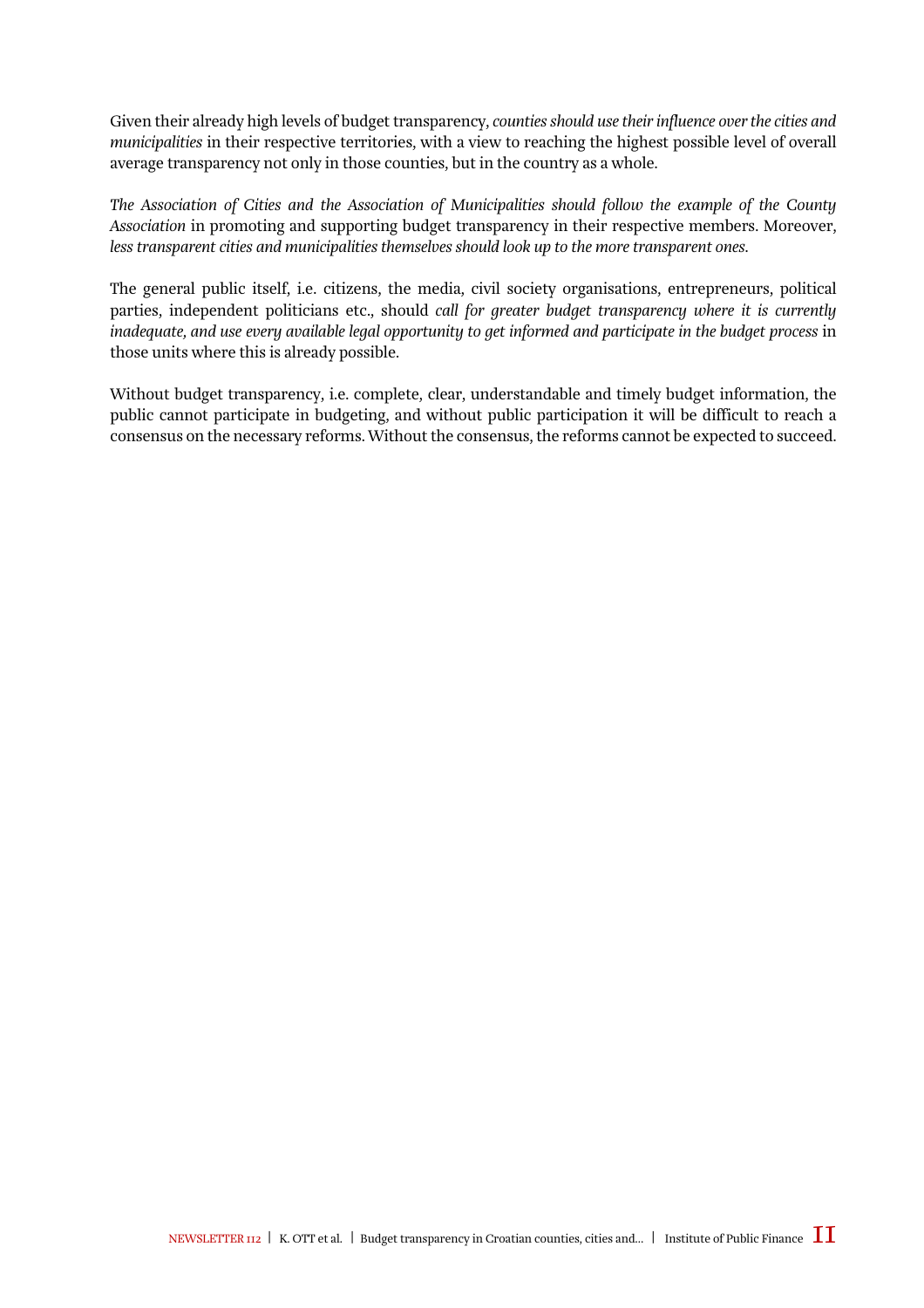Given their already high levels of budget transparency, *counties should use their influence over the cities and municipalities* in their respective territories, with a view to reaching the highest possible level of overall average transparency not only in those counties, but in the country as a whole.

*The Association of Cities and the Association of Municipalities should follow the example of the County Association* in promoting and supporting budget transparency in their respective members. Moreover, *less transparent cities and municipalities themselves should look up to the more transparent ones.*

The general public itself, i.e. citizens, the media, civil society organisations, entrepreneurs, political parties, independent politicians etc., should *call for greater budget transparency where it is currently inadequate, and use every available legal opportunity to get informed and participate in the budget process* in those units where this is already possible.

Without budget transparency, i.e. complete, clear, understandable and timely budget information, the public cannot participate in budgeting, and without public participation it will be difficult to reach a consensus on the necessary reforms. Without the consensus, the reforms cannot be expected to succeed.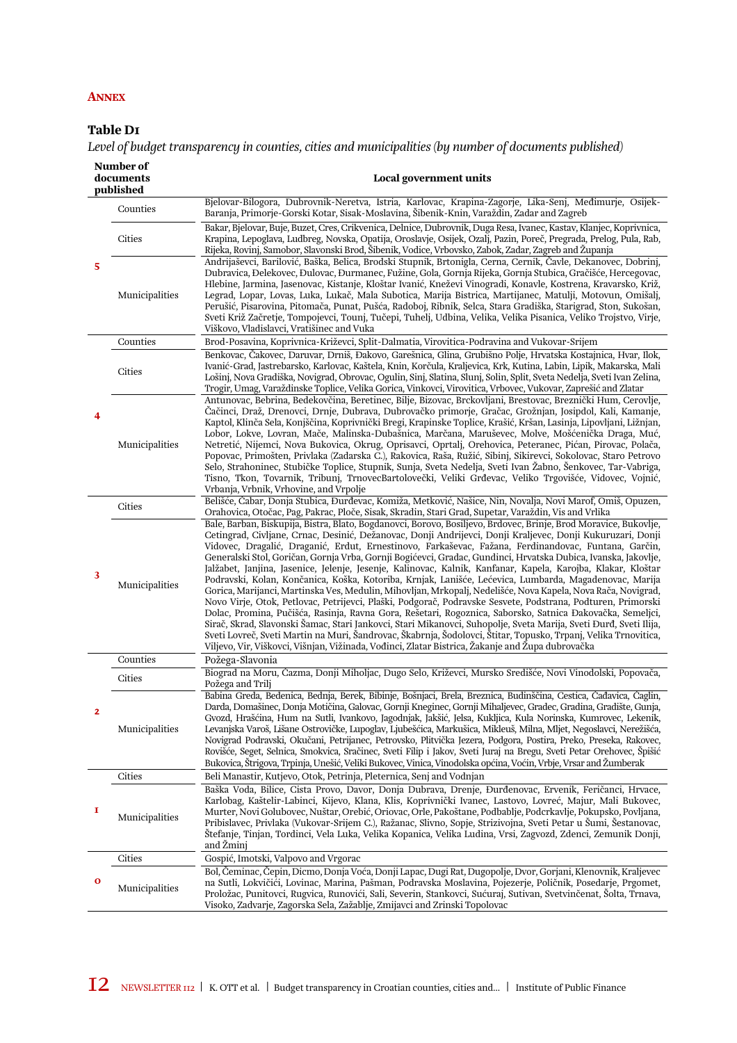## ANNEX

### Table D1

*Level of budget transparency in counties, cities and municipalities (by number of documents published)*

| Number of documents published | | Local government units |
|---|---|---|
| 5 | Counties | Bjelovar-Bilogora, Dubrovnik-Neretva, Istria, Karlovac, Krapina-Zagorje, Lika-Senj, Međimurje, Osijek-Baranja, Primorje-Gorski Kotar, Sisak-Moslavina, Šibenik-Knin, Varaždin, Zadar and Zagreb |
| | Cities | Bakar, Bjelovar, Buje, Buzet, Cres, Crikvenica, Delnice, Dubrovnik, Duga Resa, Ivanec, Kastav, Klanjec, Koprivnica, Krapina, Lepoglava, Ludbreg, Novska, Opatija, Oroslavje, Osijek, Ozalj, Pazin, Poreč, Pregrada, Prelog, Pula, Rab, Rijeka, Rovinj, Samobor, Slavonski Brod, Šibenik, Vodice, Vrbovsko, Zabok, Zadar, Zagreb and Županja |
| | Municipalities | Andrijaševci, Barilović, Baška, Belica, Brodski Stupnik, Brtonigla, Cerna, Cernik, Čavle, Dekanovec, Dobrinj, Dubravica, Đelekovec, Đulovac, Đurmanec, Fužine, Gola, Gornja Rijeka, Gornja Stubica, Gračišće, Hercegovac, Hlebine, Jarmina, Jasenovac, Kistanje, Kloštar Ivanić, Kneževi Vinogradi, Konavle, Kostrena, Kravarsko, Križ, Legrad, Lopar, Lovas, Luka, Lukač, Mala Subotica, Marija Bistrica, Martijanec, Matulji, Motovun, Omišalj, Perušić, Pisarovina, Pitomača, Punat, Pušća, Radoboj, Ribnik, Selca, Stara Gradiška, Starigrad, Ston, Sukošan, Sveti Križ Začretje, Tompojevci, Tounj, Tučepi, Tuhelj, Udbina, Velika, Velika Pisanica, Veliko Trojstvo, Virje, Viškovo, Vladislavci, Vratišinec and Vuka |
| 4 | Counties | Brod-Posavina, Koprivnica-Križevci, Split-Dalmatia, Virovitica-Podravina and Vukovar-Srijem |
| | Cities | Benkovac, Čakovec, Daruvar, Drniš, Đakovo, Garešnica, Glina, Grubišno Polje, Hrvatska Kostajnica, Hvar, Ilok, Ivanić-Grad, Jastrebarsko, Karlovac, Kaštela, Knin, Korčula, Kraljevica, Krk, Kutina, Labin, Lipik, Makarska, Mali Lošinj, Nova Gradiška, Novigrad, Obrovac, Ogulin, Sinj, Slatina, Slunj, Solin, Split, Sveta Nedelja, Sveti Ivan Zelina, Trogir, Umag, Varaždinske Toplice, Velika Gorica, Vinkovci, Virovitica, Vrbovec, Vukovar, Zaprešić and Zlatar |
| | Municipalities | Antunovac, Bebrina, Bedekovčina, Beretinec, Bilje, Bizovac, Brckovljani, Brestovac, Breznički Hum, Cerovlje, Čačinci, Draž, Drenovci, Drnje, Dubrava, Dubrovačko primorje, Gračac, Grožnjan, Josipdol, Kali, Kamanje, Kaptol, Klinča Sela, Konjščina, Koprivnički Bregi, Krapinske Toplice, Krašić, Kršan, Lasinja, Lipovljani, Ližnjan, Lobor, Lokve, Lovran, Mače, Malinska-Dubašnica, Marčana, Maruševec, Molve, Mošćenička Draga, Muć, Netretić, Nijemci, Nova Bukovica, Okrug, Oprisavci, Oprtalj, Orehovica, Peteranec, Pićan, Pirovac, Polača, Popovac, Primošten, Privlaka (Zadarska C.), Rakovica, Raša, Ružić, Sibinj, Sikirevci, Sokolovac, Staro Petrovo Selo, Strahoninec, Stubičke Toplice, Stupnik, Sunja, Sveta Nedelja, Sveti Ivan Žabno, Šenkovec, Tar-Vabriga, Tisno, Tkon, Tovarnik, Tribunj, TrnovecBartolovečki, Veliki Grđevac, Veliko Trgovišće, Vidovec, Vojnić, Vrbanja, Vrbnik, Vrhovine, and Vrpolje |
| 3 | Cities | Belišće, Čabar, Donja Stubica, Đurđevac, Komiža, Metković, Našice, Nin, Novalja, Novi Marof, Omiš, Opuzen, Orahovica, Otočac, Pag, Pakrac, Ploče, Sisak, Skradin, Stari Grad, Supetar, Varaždin, Vis and Vrlika |
| | Municipalities | Bale, Barban, Biskupija, Bistra, Blato, Bogdanovci, Borovo, Bosiljevo, Brdovec, Brinje, Brod Moravice, Bukovlje, Cetingrad, Civljane, Crnac, Desinić, Dežanovac, Donji Andrijevci, Donji Kraljevec, Donji Kukuruzari, Donji Vidovec, Dragalić, Draganić, Erdut, Ernestinovo, Farkaševac, Fažana, Ferdinandovac, Funtana, Garčin, Generalski Stol, Goričan, Gornja Vrba, Gornji Bogićevci, Gradac, Gundinci, Hrvatska Dubica, Ivanska, Jakovlje, Jalžabet, Janjina, Jasenice, Jelenje, Jesenje, Kalinovac, Kalnik, Kanfanar, Kapela, Karojba, Klakar, Kloštar Podravski, Kolan, Končanica, Koška, Kotoriba, Krnjak, Lanišće, Lećevica, Lumbarda, Magadenovac, Marija Gorica, Marijanci, Martinska Ves, Medulin, Mihovljan, Mrkopalj, Nedelišće, Nova Kapela, Nova Rača, Novigrad, Novo Virje, Otok, Petlovac, Petrijevci, Plaški, Podgorač, Podravske Sesvete, Podstrana, Podturen, Primorski Dolac, Promina, Pučišća, Rasinja, Ravna Gora, Rešetari, Rogoznica, Saborsko, Satnica Đakovačka, Semeljci, Sirač, Skrad, Slavonski Šamac, Stari Jankovci, Stari Mikanovci, Suhopolje, Sveta Marija, Sveti Đurđ, Sveti Ilija, Sveti Lovreč, Sveti Martin na Muri, Šandrovac, Škabrnja, Šodolovci, Štitar, Topusko, Trpanj, Velika Trnovitica, Viljevo, Vir, Viškovci, Višnjan, Vižinada, Vođinci, Zlatar Bistrica, Žakanje and Župa dubrovačka |
| 2 | Counties | Požega-Slavonia |
| | Cities | Biograd na Moru, Čazma, Donji Miholjac, Dugo Selo, Križevci, Mursko Središće, Novi Vinodolski, Popovača, Požega and Trilj |
| | Municipalities | Babina Greda, Bedenica, Bednja, Berek, Bibinje, Bošnjaci, Brela, Breznica, Budinšćina, Cestica, Čađavica, Čaglin, Darda, Domašinec, Donja Motičina, Galovac, Gornji Kneginec, Gornji Mihaljevec, Gradec, Gradina, Gradište, Gunja, Gvozd, Hrašćina, Hum na Sutli, Ivankovo, Jagodnjak, Jakšić, Jelsa, Kukljica, Kula Norinska, Kumrovec, Lekenik, Levanjska Varoš, Lišane Ostrovičke, Lupoglav, Ljubešćica, Markušica, Mikleuš, Milna, Mljet, Negoslavci, Nerežišća, Novigrad Podravski, Okučani, Petrijanec, Petrovsko, Plitvička Jezera, Podgora, Postira, Preko, Preseka, Rakovec, Rovišće, Seget, Selnica, Smokvica, Sračinec, Sveti Filip i Jakov, Sveti Juraj na Bregu, Sveti Petar Orehovec, Špišić Bukovica, Štrigova, Trpinja, Unešić, Veliki Bukovec, Vinica, Vinodolska općina, Voćin, Vrbje, Vrsar and Žumberak |
| 1 | Cities | Beli Manastir, Kutjevo, Otok, Petrinja, Pleternica, Senj and Vodnjan |
| | Municipalities | Baška Voda, Bilice, Cista Provo, Davor, Donja Dubrava, Drenje, Đurđenovac, Ervenik, Feričanci, Hrvace, Karlobag, Kaštelir-Labinci, Kijevo, Klana, Koprivnički Ivanec, Lastovo, Lovreć, Majur, Mali Bukovec, Murter, Novi Golubovec, Nuštar, Orebić, Oriovac, Orle, Pakoštane, Podbablje, Podcrkavlje, Pokupsko, Povljana, Pribislavec, Privlaka (Vukovar-Srijem C.), Ražanac, Slivno, Sopje, Strizivojna, Sveti Petar u Šumi, Šestanovac, Štefanje, Tinjan, Tordinci, Vela Luka, Velika Kopanica, Velika Ludina, Vrsi, Zagvozd, Zdenci, Zemunik Donji, and Žminj |
| 0 | Cities | Gospić, Imotski, Valpovo and Vrgorac |
| | Municipalities | Bol, Ćeminac, Čepin, Dicmo, Donja Voća, Donji Lapac, Dugi Rat, Dugopolje, Dvor, Gorjani, Klenovnik, Kraljevec na Sutli, Lokvičići, Lovinac, Marina, Pašman, Podravska Moslavina, Pojezerje, Poličnik, Posedarje, Prgomet, Proložac, Punitovci, Rugvica, Runovići, Sali, Severin, Stankovci, Sućuraj, Sutivan, Svetvinčenat, Šolta, Trnava, Visoko, Zadvarje, Zagorska Sela, Zažablje, Zmijavci and Zrinski Topolovac |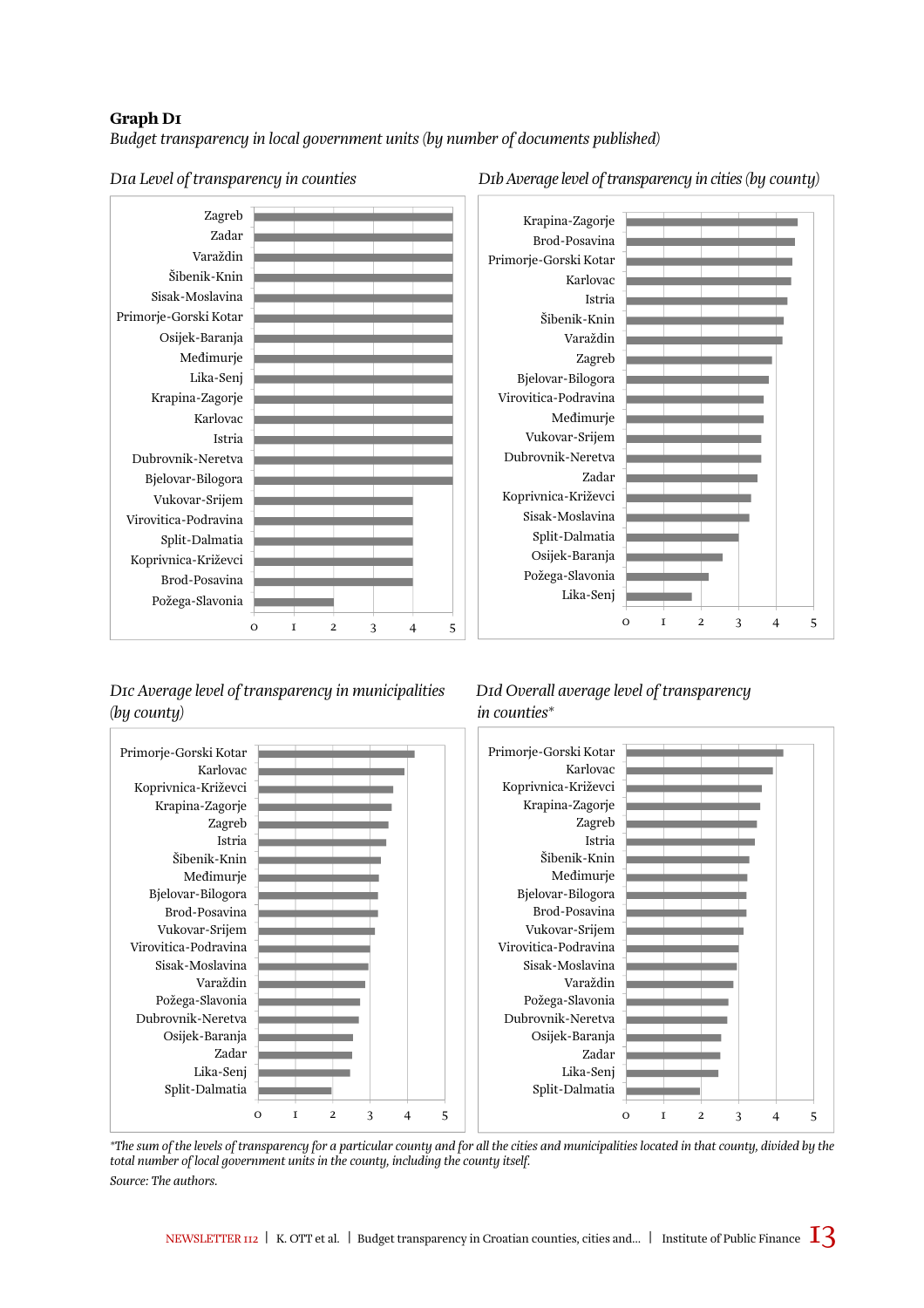**Graph D1**

*Budget transparency in local government units (by number of documents published)*

*D1a Level of transparency in counties*

Zagreb
Zadar
Varaždin
Šibenik-Knin
Sisak-Moslavina
Primorje-Gorski Kotar
Osijek-Baranja
Međimurje
Lika-Senj
Krapina-Zagorje
Karlovac
Istria
Dubrovnik-Neretva
Bjelovar-Bilogora
Vukovar-Srijem
Virovitica-Podravina
Split-Dalmatia
Koprivnica-Križevci
Brod-Posavina
Požega-Slavonia

0 1 2 3 4 5

*D1b Average level of transparency in cities (by county)*

Krapina-Zagorje
Brod-Posavina
Primorje-Gorski Kotar
Karlovac
Istria
Šibenik-Knin
Varaždin
Zagreb
Bjelovar-Bilogora
Virovitica-Podravina
Međimurje
Vukovar-Srijem
Dubrovnik-Neretva
Zadar
Koprivnica-Križevci
Sisak-Moslavina
Split-Dalmatia
Osijek-Baranja
Požega-Slavonia
Lika-Senj

0 1 2 3 4 5

*D1c Average level of transparency in municipalities (by county)*

Primorje-Gorski Kotar
Karlovac
Koprivnica-Križevci
Krapina-Zagorje
Zagreb
Istria
Šibenik-Knin
Međimurje
Bjelovar-Bilogora
Brod-Posavina
Vukovar-Srijem
Virovitica-Podravina
Sisak-Moslavina
Varaždin
Požega-Slavonia
Dubrovnik-Neretva
Osijek-Baranja
Zadar
Lika-Senj
Split-Dalmatia

0 1 2 3 4 5

*D1d Overall average level of transparency in counties\**

Primorje-Gorski Kotar
Karlovac
Koprivnica-Križevci
Krapina-Zagorje
Zagreb
Istria
Šibenik-Knin
Međimurje
Bjelovar-Bilogora
Brod-Posavina
Vukovar-Srijem
Virovitica-Podravina
Sisak-Moslavina
Varaždin
Požega-Slavonia
Dubrovnik-Neretva
Osijek-Baranja
Zadar
Lika-Senj
Split-Dalmatia

0 1 2 3 4 5

*\*The sum of the levels of transparency for a particular county and for all the cities and municipalities located in that county, divided by the total number of local government units in the county, including the county itself.*

*Source: The authors.*